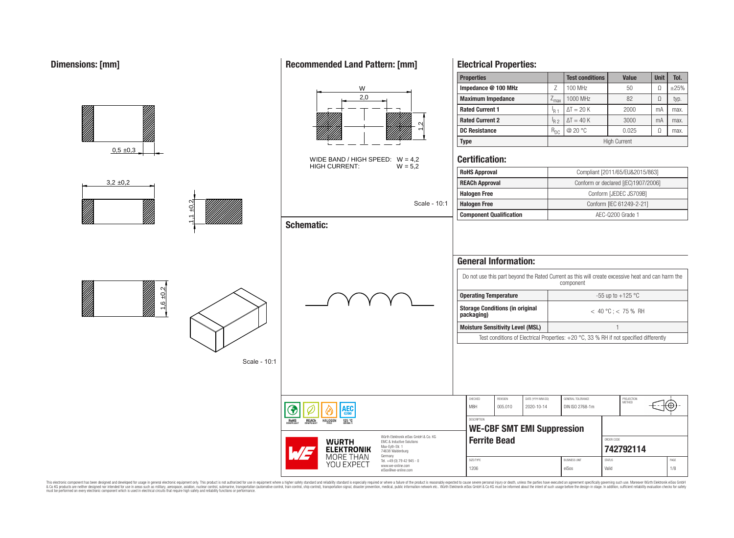## Dimensions: [mm]

0,5 ±0,3

3,2 ±0,2

1,1 ±0,2

1,6 ±0,2

Scale - 10:1

## Recommended Land Pattern: [mm]

W

2,0

1,2

WIDE BAND / HIGH SPEED: W = 4,2
HIGH CURRENT: W = 5,2

Scale - 10:1

## Schematic:

## Electrical Properties:

| Properties | | Test conditions | Value | Unit | Tol. |
|---|---|---|---|---|---|
| Impedance @ 100 MHz | Z | 100 MHz | 50 | Ω | ±25% |
| Maximum Impedance | $Z_{max}$ | 1000 MHz | 82 | Ω | typ. |
| Rated Current 1 | $I_{R1}$ | $\Delta T = 20$ K | 2000 | mA | max. |
| Rated Current 2 | $I_{R2}$ | $\Delta T = 40$ K | 3000 | mA | max. |
| DC Resistance | $R_{DC}$ | @ 20 °C | 0.025 | Ω | max. |
| Type | High Current | | | | |

## Certification:

| | |
|---|---|
| RoHS Approval | Compliant [2011/65/EU&2015/863] |
| REACh Approval | Conform or declared [(EC)1907/2006] |
| Halogen Free | Conform [JEDEC JS709B] |
| Halogen Free | Conform [IEC 61249-2-21] |
| Component Qualification | AEC-Q200 Grade 1 |

## General Information:

| | |
|---|---|
| Do not use this part beyond the Rated Current as this will create excessive heat and can harm the component | |
| Operating Temperature | -55 up to +125 °C |
| Storage Conditions (in original packaging) | < 40 °C ; < 75 % RH |
| Moisture Sensitivity Level (MSL) | 1 |
| Test conditions of Electrical Properties: +20 °C, 33 % RH if not specified differently | |

RoHS COMPLIANT | REACh COMPLIANT | HALOGEN FREE | AEC Q200 125 °C GRADE 1

Würth Elektronik eiSos GmbH & Co. KG
EMC & Inductive Solutions
Max-Eyth-Str. 1
74638 Waldenburg
Germany
Tel. +49 (0) 79 42 945 - 0
www.we-online.com
eiSos@we-online.com

WÜRTH ELEKTRONIK MORE THAN YOU EXPECT

| CHECKED | REVISION | DATE (YYYY-MM-DD) | GENERAL TOLERANCE | PROJECTION METHOD |
|---|---|---|---|---|
| MBH | 005.010 | 2020-10-14 | DIN ISO 2768-1m | |

DESCRIPTION

**WE-CBF SMT EMI Suppression Ferrite Bead**

ORDER CODE: **742792114**

| SIZE/TYPE | BUSINESS UNIT | STATUS | PAGE |
|---|---|---|---|
| 1206 | eiSos | Valid | 1/8 |

This electronic component has been designed and developed for usage in general electronic equipment only. This product is not authorized for use in equipment where a higher safety standard and reliability standard is especially required or where a failure of the product is reasonably expected to cause severe personal injury or death, unless the parties have executed an agreement specifically governing such use. Moreover Würth Elektronik eiSos GmbH & Co KG products are neither designed nor intended for use in areas such as military, aerospace, aviation, nuclear control, submarine, transportation (automotive control, train control, ship control), transportation signal, disaster prevention, medical, public information network etc.. Würth Elektronik eiSos GmbH & Co KG must be informed about the intent of such usage before the design-in stage. In addition, sufficient reliability evaluation checks for safety must be performed on every electronic component which is used in electrical circuits that require high safety and reliability functions or performance.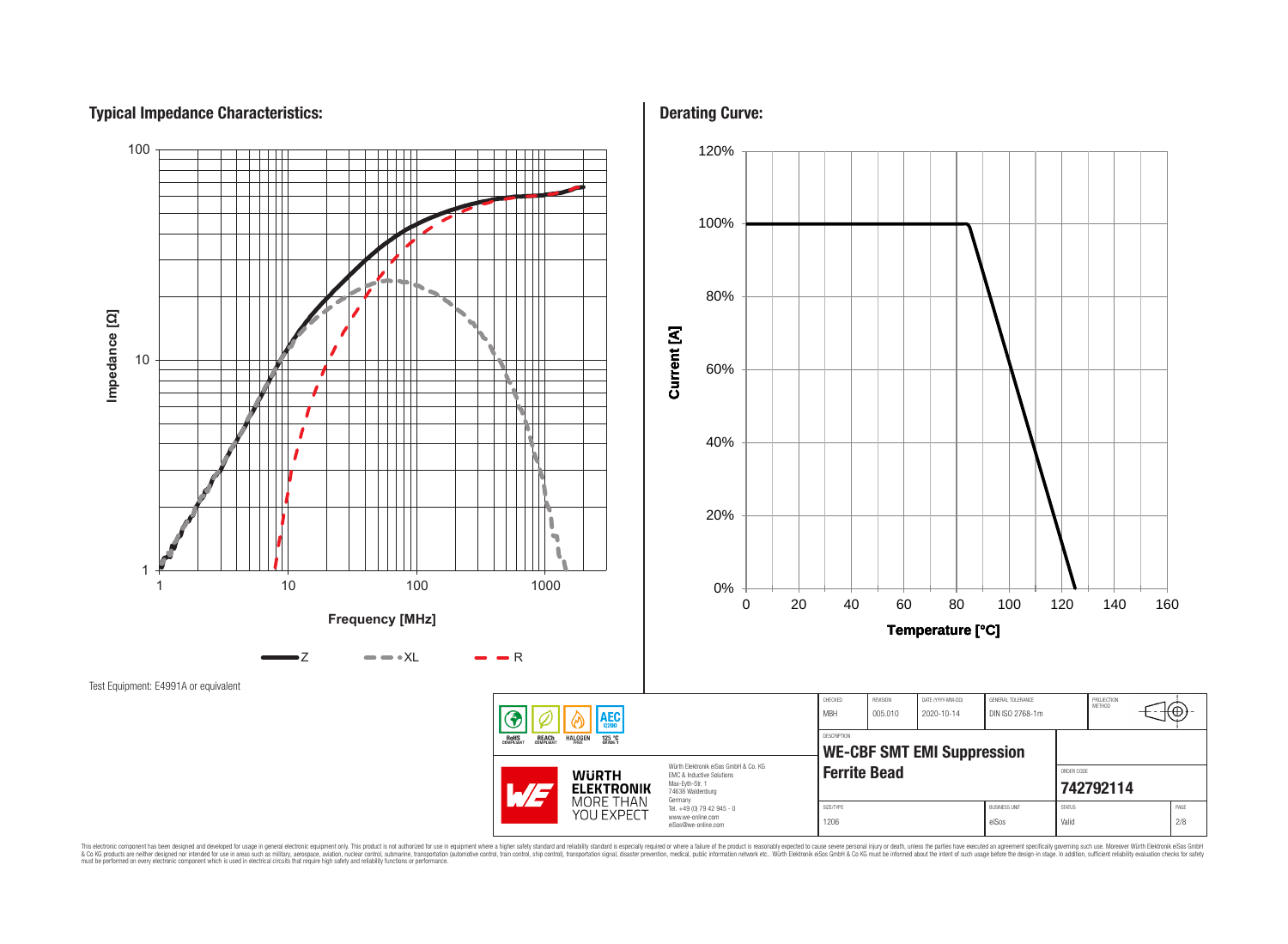## Typical Impedance Characteristics:

Impedance [Ω] (1 – 100) vs. Frequency [MHz] (1 – 1000)

Legend: Z, XL, R

Test Equipment: E4991A or equivalent

## Derating Curve:

Current [A] (0% – 120%) vs. Temperature [°C] (0 – 160)

| CHECKED | REVISION | DATE (YYYY-MM-DD) | GENERAL TOLERANCE | PROJECTION METHOD |
|---|---|---|---|---|
| MBH | 005.010 | 2020-10-14 | DIN ISO 2768-1m | |

DESCRIPTION

**WE-CBF SMT EMI Suppression Ferrite Bead**

ORDER CODE

**742792114**

| SIZE/TYPE | BUSINESS UNIT | STATUS | PAGE |
|---|---|---|---|
| 1206 | eiSos | Valid | 2/8 |

RoHS COMPLIANT · REACh COMPLIANT · HALOGEN FREE · AEC Q200 · 125 °C GRADE 1

Würth Elektronik eiSos GmbH & Co. KG
EMC & Inductive Solutions
Max-Eyth-Str. 1
74638 Waldenburg
Germany
Tel. +49 (0) 79 42 945 - 0
www.we-online.com
eiSos@we-online.com

WÜRTH ELEKTRONIK MORE THAN YOU EXPECT

This electronic component has been designed and developed for usage in general electronic equipment only. This product is not authorized for use in equipment where a higher safety standard and reliability standard is especially required or where a failure of the product is reasonably expected to cause severe personal injury or death, unless the parties have executed an agreement specifically governing such use. Moreover Würth Elektronik eiSos GmbH & Co KG products are neither designed nor intended for use in areas such as military, aerospace, aviation, nuclear control, submarine, transportation (automotive control, train control, ship control), transportation signal, disaster prevention, medical, public information network etc.. Würth Elektronik eiSos GmbH & Co KG must be informed about the intent of such usage before the design-in stage. In addition, sufficient reliability evaluation checks for safety must be performed on every electronic component which is used in electrical circuits that require high safety and reliability functions or performance.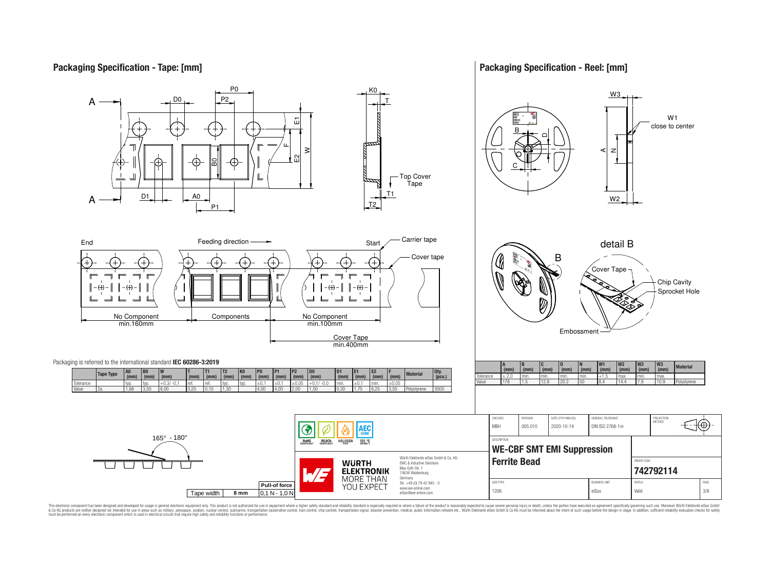## Packaging Specification - Tape: [mm]

Top Cover Tape

End — Feeding direction — Start — Carrier tape — Cover tape

No Component min.160mm | Components | No Component min.100mm

Cover Tape min.400mm

Packaging is referred to the international standard **IEC 60286-3:2019**

| | Tape Type | A0 (mm) | B0 (mm) | W (mm) | T (mm) | T1 (mm) | T2 (mm) | K0 (mm) | P0 (mm) | P1 (mm) | P2 (mm) | D0 (mm) | D1 (mm) | E1 (mm) | E2 (mm) | F (mm) | Material | Qty. (pcs.) |
|---|---|---|---|---|---|---|---|---|---|---|---|---|---|---|---|---|---|---|
| Tolerance | | typ. | typ. | +0,3/ -0,1 | ref. | ref. | typ. | typ. | ±0,1 | ±0,1 | ±0,05 | +0,1/ -0,0 | min. | ±0,1 | min. | ±0,05 | | |
| Value | 2a | 1,88 | 3,50 | 8,00 | 0,25 | 0,10 | 1,30 | | 4,00 | 4,00 | 2,00 | 1,50 | 0,30 | 1,75 | 6,25 | 3,50 | Polystyrene | 3000 |

165° - 180°

| Tape width | Pull-of force |
|---|---|
| 8 mm | 0,1 N - 1,0 N |

## Packaging Specification - Reel: [mm]

W1 close to center

detail B: Cover Tape, Chip Cavity, Sprocket Hole, Embossment

| | A (mm) | B (mm) | C (mm) | D (mm) | N (mm) | W1 (mm) | W2 (mm) | W3 (mm) | W3 (mm) | Material |
|---|---|---|---|---|---|---|---|---|---|---|
| Tolerance | ± 2,0 | min. | min. | min. | min. | +1,5 | max. | min. | max. | |
| Value | 178 | 1,5 | 12,8 | 20,2 | 50 | 8,4 | 14,4 | 7,9 | 10,9 | Polystyrene |

RoHS COMPLIANT | REACh COMPLIANT | HALOGEN FREE | 125 °C GRADE 1 | AEC Q200

WÜRTH ELEKTRONIK MORE THAN YOU EXPECT

Würth Elektronik eiSos GmbH & Co. KG
EMC & Inductive Solutions
Max-Eyth-Str. 1
74638 Waldenburg
Germany
Tel. +49 (0) 79 42 945 - 0
www.we-online.com
eiSos@we-online.com

| CHECKED | REVISION | DATE (YYYY-MM-DD) | GENERAL TOLERANCE | PROJECTION METHOD |
|---|---|---|---|---|
| MBH | 005.010 | 2020-10-14 | DIN ISO 2768-1m | |

DESCRIPTION: **WE-CBF SMT EMI Suppression Ferrite Bead**

ORDER CODE: **742792114**

| SIZE/TYPE | BUSINESS UNIT | STATUS | PAGE |
|---|---|---|---|
| 1206 | eiSos | Valid | 3/8 |

This electronic component has been designed and developed for usage in general electronic equipment only. This product is not authorized for use in equipment where a higher safety standard and reliability standard is especially required or where a failure of the product is reasonably expected to cause severe personal injury or death, unless the parties have executed an agreement specifically governing such use. Moreover Würth Elektronik eiSos GmbH & Co KG products are neither designed nor intended for use in areas such as military, aerospace, aviation, nuclear control, submarine, transportation (automotive control, train control, ship control), transportation signal, disaster prevention, medical, public information network etc.. Würth Elektronik eiSos GmbH & Co KG must be informed about the intent of such usage before the design-in stage. In addition, sufficient reliability evaluation checks for safety must be performed on every electronic component which is used in electrical circuits that require high safety and reliability functions or performance.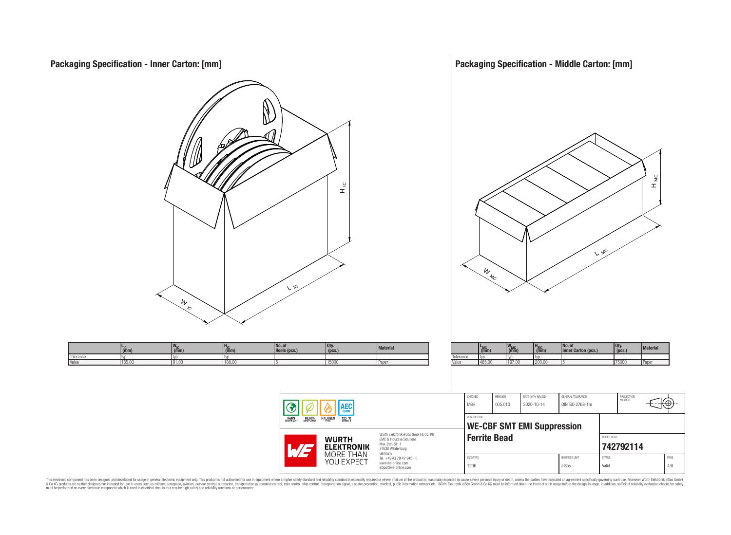## Packaging Specification - Inner Carton: [mm]

| | $L_{IC}$ (mm) | $W_{IC}$ (mm) | $H_{IC}$ (mm) | No. of Reels (pcs.) | Qty. (pcs.) | Material |
|---|---|---|---|---|---|---|
| Tolerance | typ. | typ. | typ. | | | |
| Value | 185,00 | 91,00 | 188,00 | 5 | 15000 | Paper |

## Packaging Specification - Middle Carton: [mm]

| | $L_{MC}$ (mm) | $W_{MC}$ (mm) | $H_{MC}$ (mm) | No. of Inner Carton (pcs.) | Qty. (pcs.) | Material |
|---|---|---|---|---|---|---|
| Tolerance | typ. | typ. | typ. | | | |
| Value | 485,00 | 197,00 | 200,00 | 5 | 75000 | Paper |

| CHECKED | REVISION | DATE (YYYY-MM-DD) | GENERAL TOLERANCE | PROJECTION METHOD |
|---|---|---|---|---|
| MBH | 005.010 | 2020-10-14 | DIN ISO 2768-1m | |

DESCRIPTION: **WE-CBF SMT EMI Suppression Ferrite Bead**

ORDER CODE: **742792114**

| SIZE/TYPE | BUSINESS UNIT | STATUS | PAGE |
|---|---|---|---|
| 1206 | eiSos | Valid | 4/8 |

RoHS COMPLIANT · REACh COMPLIANT · HALOGEN FREE · 125 °C GRADE 1 · AEC Q200

Würth Elektronik eiSos GmbH & Co. KG
EMC & Inductive Solutions
Max-Eyth-Str. 1
74638 Waldenburg
Germany
Tel. +49 (0) 79 42 945 - 0
www.we-online.com
eiSos@we-online.com

WÜRTH ELEKTRONIK MORE THAN YOU EXPECT

This electronic component has been designed and developed for usage in general electronic equipment only. This product is not authorized for use in equipment where a higher safety standard and reliability standard is especially required or where a failure of the product is reasonably expected to cause severe personal injury or death, unless the parties have executed an agreement specifically governing such use. Moreover Würth Elektronik eiSos GmbH & Co KG products are neither designed nor intended for use in areas such as military, aerospace, aviation, nuclear control, submarine, transportation (automotive control, train control, ship control), transportation signal, disaster prevention, medical, public information network etc.. Würth Elektronik eiSos GmbH & Co KG must be informed about the intent of such usage before the design-in stage. In addition, sufficient reliability evaluation checks for safety must be performed on every electronic component which is used in electrical circuits that require high safety and reliability functions or performance.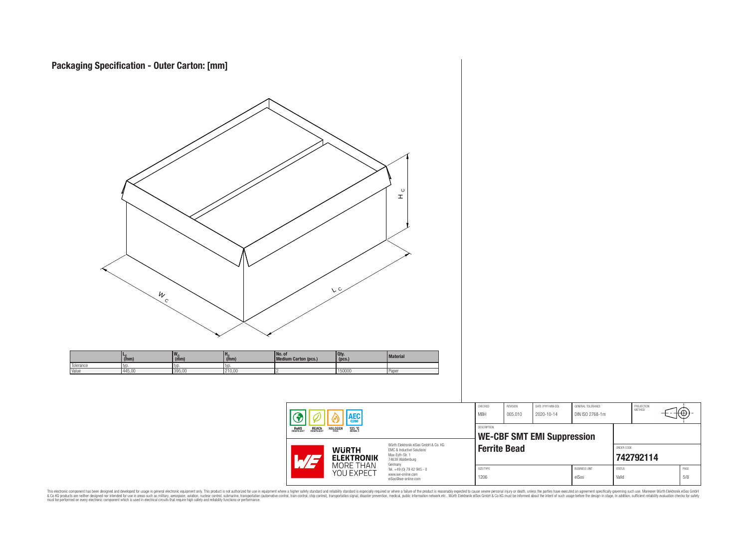# Packaging Specification - Outer Carton: [mm]

| | $L_C$ (mm) | $W_C$ (mm) | $H_C$ (mm) | No. of Medium Carton (pcs.) | Qty. (pcs.) | Material |
|---|---|---|---|---|---|---|
| Tolerance | typ. | typ. | typ. | | | |
| Value | 445,00 | 395,00 | 210,00 | 2 | 150000 | Paper |

| CHECKED | REVISION | DATE (YYYY-MM-DD) | GENERAL TOLERANCE | PROJECTION METHOD |
|---|---|---|---|---|
| MBH | 005.010 | 2020-10-14 | DIN ISO 2768-1m | |

DESCRIPTION

**WE-CBF SMT EMI Suppression Ferrite Bead**

ORDER CODE: **742792114**

| SIZE/TYPE | BUSINESS UNIT | STATUS | PAGE |
|---|---|---|---|
| 1206 | eiSos | Valid | 5/8 |

RoHS COMPLIANT · REACh COMPLIANT · HALOGEN FREE · 125 °C GRADE 1 · AEC Q200

WÜRTH ELEKTRONIK · MORE THAN YOU EXPECT

Würth Elektronik eiSos GmbH & Co. KG
EMC & Inductive Solutions
Max-Eyth-Str. 1
74638 Waldenburg
Germany
Tel. +49 (0) 79 42 945 - 0
www.we-online.com
eiSos@we-online.com

This electronic component has been designed and developed for usage in general electronic equipment only. This product is not authorized for use in equipment where a higher safety standard and reliability standard is especially required or where a failure of the product is reasonably expected to cause severe personal injury or death, unless the parties have executed an agreement specifically governing such use. Moreover Würth Elektronik eiSos GmbH & Co KG products are neither designed nor intended for use in areas such as military, aerospace, aviation, nuclear control, submarine, transportation (automotive control, train control, ship control), transportation signal, disaster prevention, medical, public information network etc.. Würth Elektronik eiSos GmbH & Co KG must be informed about the intent of such usage before the design-in stage. In addition, sufficient reliability evaluation checks for safety must be performed on every electronic component which is used in electrical circuits that require high safety and reliability functions or performance.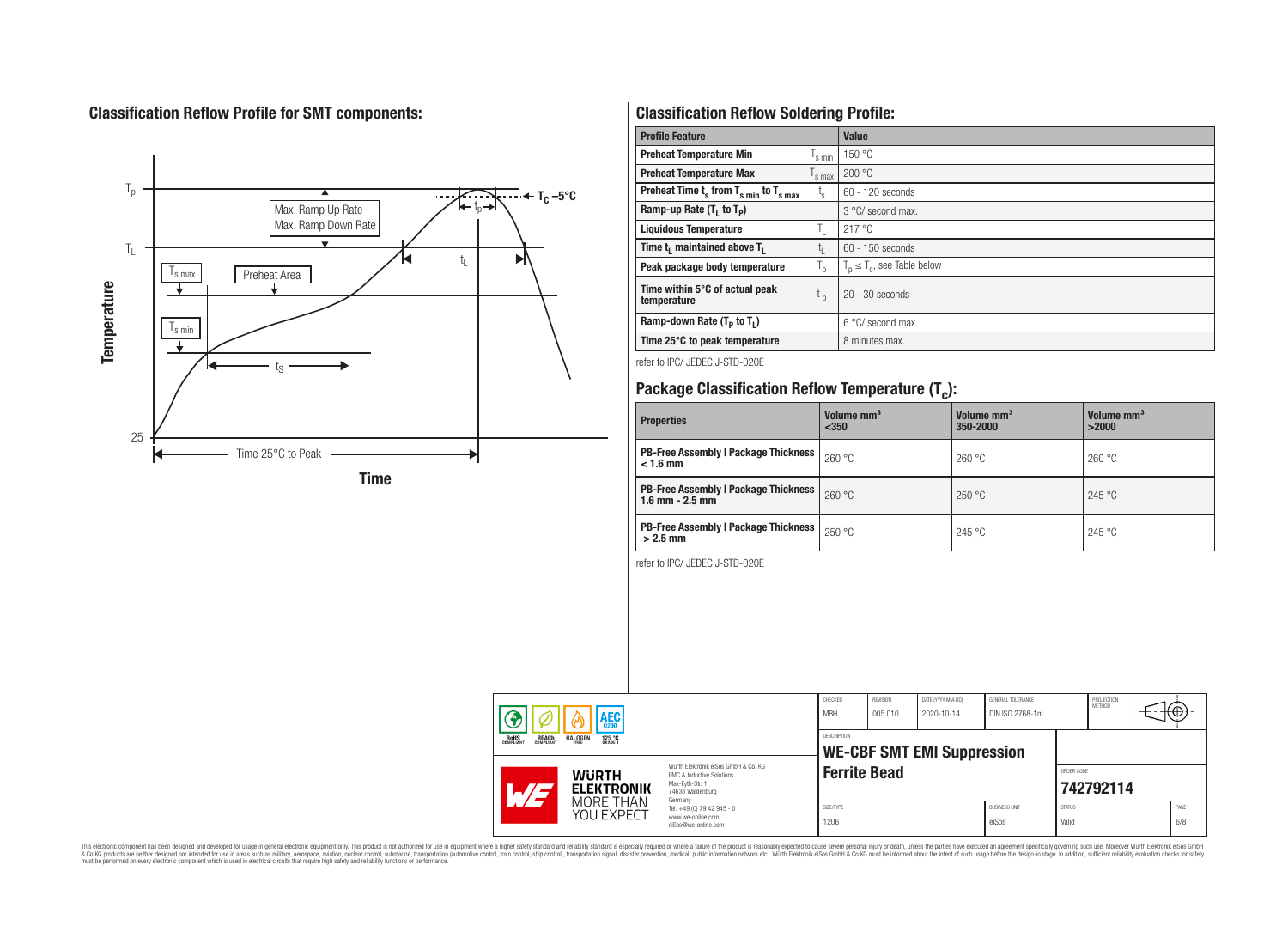## Classification Reflow Profile for SMT components:

## Classification Reflow Soldering Profile:

| Profile Feature | | Value |
|---|---|---|
| Preheat Temperature Min | $T_{s\ min}$ | 150 °C |
| Preheat Temperature Max | $T_{s\ max}$ | 200 °C |
| Preheat Time $t_s$ from $T_{s\ min}$ to $T_{s\ max}$ | $t_s$ | 60 - 120 seconds |
| Ramp-up Rate ($T_L$ to $T_P$) | | 3 °C/ second max. |
| Liquidous Temperature | $T_L$ | 217 °C |
| Time $t_L$ maintained above $T_L$ | $t_L$ | 60 - 150 seconds |
| Peak package body temperature | $T_p$ | $T_p \leq T_c$, see Table below |
| Time within 5°C of actual peak temperature | $t_p$ | 20 - 30 seconds |
| Ramp-down Rate ($T_P$ to $T_L$) | | 6 °C/ second max. |
| Time 25°C to peak temperature | | 8 minutes max. |

refer to IPC/ JEDEC J-STD-020E

## Package Classification Reflow Temperature ($T_c$):

| Properties | Volume mm³ <350 | Volume mm³ 350-2000 | Volume mm³ >2000 |
|---|---|---|---|
| PB-Free Assembly \| Package Thickness < 1.6 mm | 260 °C | 260 °C | 260 °C |
| PB-Free Assembly \| Package Thickness 1.6 mm - 2.5 mm | 260 °C | 250 °C | 245 °C |
| PB-Free Assembly \| Package Thickness > 2.5 mm | 250 °C | 245 °C | 245 °C |

refer to IPC/ JEDEC J-STD-020E

| CHECKED | REVISION | DATE (YYYY-MM-DD) | GENERAL TOLERANCE | PROJECTION METHOD |
|---|---|---|---|---|
| MBH | 005.010 | 2020-10-14 | DIN ISO 2768-1m | |

DESCRIPTION: **WE-CBF SMT EMI Suppression Ferrite Bead**

ORDER CODE: **742792114**

| SIZE/TYPE | BUSINESS UNIT | STATUS | PAGE |
|---|---|---|---|
| 1206 | eiSos | Valid | 6/8 |

Würth Elektronik eiSos GmbH & Co. KG
EMC & Inductive Solutions
Max-Eyth-Str. 1
74638 Waldenburg
Germany
Tel. +49 (0) 79 42 945 - 0
www.we-online.com
eiSos@we-online.com

This electronic component has been designed and developed for usage in general electronic equipment only. This product is not authorized for use in equipment where a higher safety standard and reliability standard is especially required or where a failure of the product is reasonably expected to cause severe personal injury or death, unless the parties have executed an agreement specifically governing such use. Moreover Würth Elektronik eiSos GmbH & Co KG products are neither designed nor intended for use in areas such as military, aerospace, aviation, nuclear control, submarine, transportation (automotive control, train control, ship control), transportation signal, disaster prevention, medical, public information network etc.. Würth Elektronik eiSos GmbH & Co KG must be informed about the intent of such usage before the design-in stage. In addition, sufficient reliability evaluation checks for safety must be performed on every electronic component which is used in electrical circuits that require high safety and reliability functions or performance.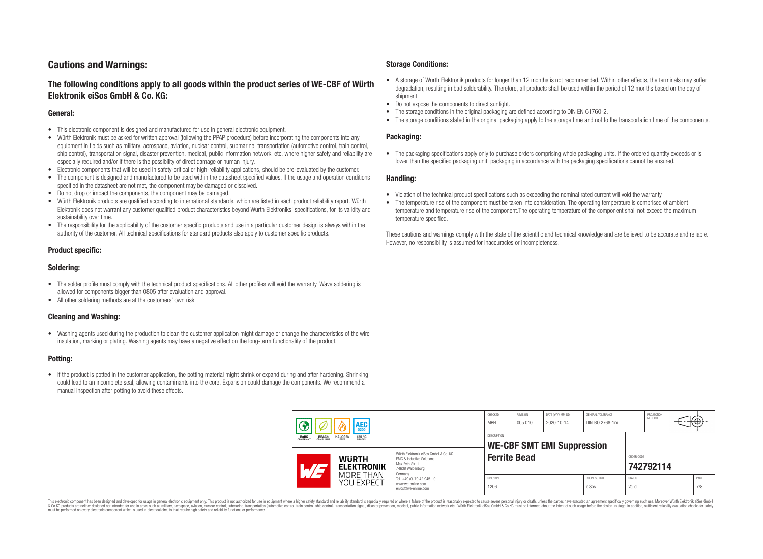# Cautions and Warnings:

## The following conditions apply to all goods within the product series of WE-CBF of Würth Elektronik eiSos GmbH & Co. KG:

### General:

- This electronic component is designed and manufactured for use in general electronic equipment.
- Würth Elektronik must be asked for written approval (following the PPAP procedure) before incorporating the components into any equipment in fields such as military, aerospace, aviation, nuclear control, submarine, transportation (automotive control, train control, ship control), transportation signal, disaster prevention, medical, public information network, etc. where higher safety and reliability are especially required and/or if there is the possibility of direct damage or human injury.
- Electronic components that will be used in safety-critical or high-reliability applications, should be pre-evaluated by the customer.
- The component is designed and manufactured to be used within the datasheet specified values. If the usage and operation conditions specified in the datasheet are not met, the component may be damaged or dissolved.
- Do not drop or impact the components, the component may be damaged.
- Würth Elektronik products are qualified according to international standards, which are listed in each product reliability report. Würth Elektronik does not warrant any customer qualified product characteristics beyond Würth Elektroniks' specifications, for its validity and sustainability over time.
- The responsibility for the applicability of the customer specific products and use in a particular customer design is always within the authority of the customer. All technical specifications for standard products also apply to customer specific products.

### Product specific:

### Soldering:

- The solder profile must comply with the technical product specifications. All other profiles will void the warranty. Wave soldering is allowed for components bigger than 0805 after evaluation and approval.
- All other soldering methods are at the customers' own risk.

### Cleaning and Washing:

- Washing agents used during the production to clean the customer application might damage or change the characteristics of the wire insulation, marking or plating. Washing agents may have a negative effect on the long-term functionality of the product.

### Potting:

- If the product is potted in the customer application, the potting material might shrink or expand during and after hardening. Shrinking could lead to an incomplete seal, allowing contaminants into the core. Expansion could damage the components. We recommend a manual inspection after potting to avoid these effects.

### Storage Conditions:

- A storage of Würth Elektronik products for longer than 12 months is not recommended. Within other effects, the terminals may suffer degradation, resulting in bad solderability. Therefore, all products shall be used within the period of 12 months based on the day of shipment.
- Do not expose the components to direct sunlight.
- The storage conditions in the original packaging are defined according to DIN EN 61760-2.
- The storage conditions stated in the original packaging apply to the storage time and not to the transportation time of the components.

### Packaging:

- The packaging specifications apply only to purchase orders comprising whole packaging units. If the ordered quantity exceeds or is lower than the specified packaging unit, packaging in accordance with the packaging specifications cannot be ensured.

### Handling:

- Violation of the technical product specifications such as exceeding the nominal rated current will void the warranty.
- The temperature rise of the component must be taken into consideration. The operating temperature is comprised of ambient temperature and temperature rise of the component.The operating temperature of the component shall not exceed the maximum temperature specified.

These cautions and warnings comply with the state of the scientific and technical knowledge and are believed to be accurate and reliable. However, no responsibility is assumed for inaccuracies or incompleteness.

| CHECKED | REVISION | DATE (YYYY-MM-DD) | GENERAL TOLERANCE | PROJECTION METHOD |
|---|---|---|---|---|
| MBH | 005.010 | 2020-10-14 | DIN ISO 2768-1m | |

| DESCRIPTION | ORDER CODE |
|---|---|
| WE-CBF SMT EMI Suppression Ferrite Bead | 742792114 |

| SIZE/TYPE | BUSINESS UNIT | STATUS | PAGE |
|---|---|---|---|
| 1206 | eiSos | Valid | 7/8 |

Würth Elektronik eiSos GmbH & Co. KG
EMC & Inductive Solutions
Max-Eyth-Str. 1
74638 Waldenburg
Germany
Tel. +49 (0) 79 42 945 - 0
www.we-online.com
eiSos@we-online.com

This electronic component has been designed and developed for usage in general electronic equipment only. This product is not authorized for use in equipment where a higher safety standard and reliability standard is especially required or where a failure of the product is reasonably expected to cause severe personal injury or death, unless the parties have executed an agreement specifically governing such use. Moreover Würth Elektronik eiSos GmbH & Co KG products are neither designed nor intended for use in areas such as military, aerospace, aviation, nuclear control, submarine, transportation (automotive control, train control, ship control), transportation signal, disaster prevention, medical, public information network etc.. Würth Elektronik eiSos GmbH & Co KG must be informed about the intent of such usage before the design-in stage. In addition, sufficient reliability evaluation checks for safety must be performed on every electronic component which is used in electrical circuits that require high safety and reliability functions or performance.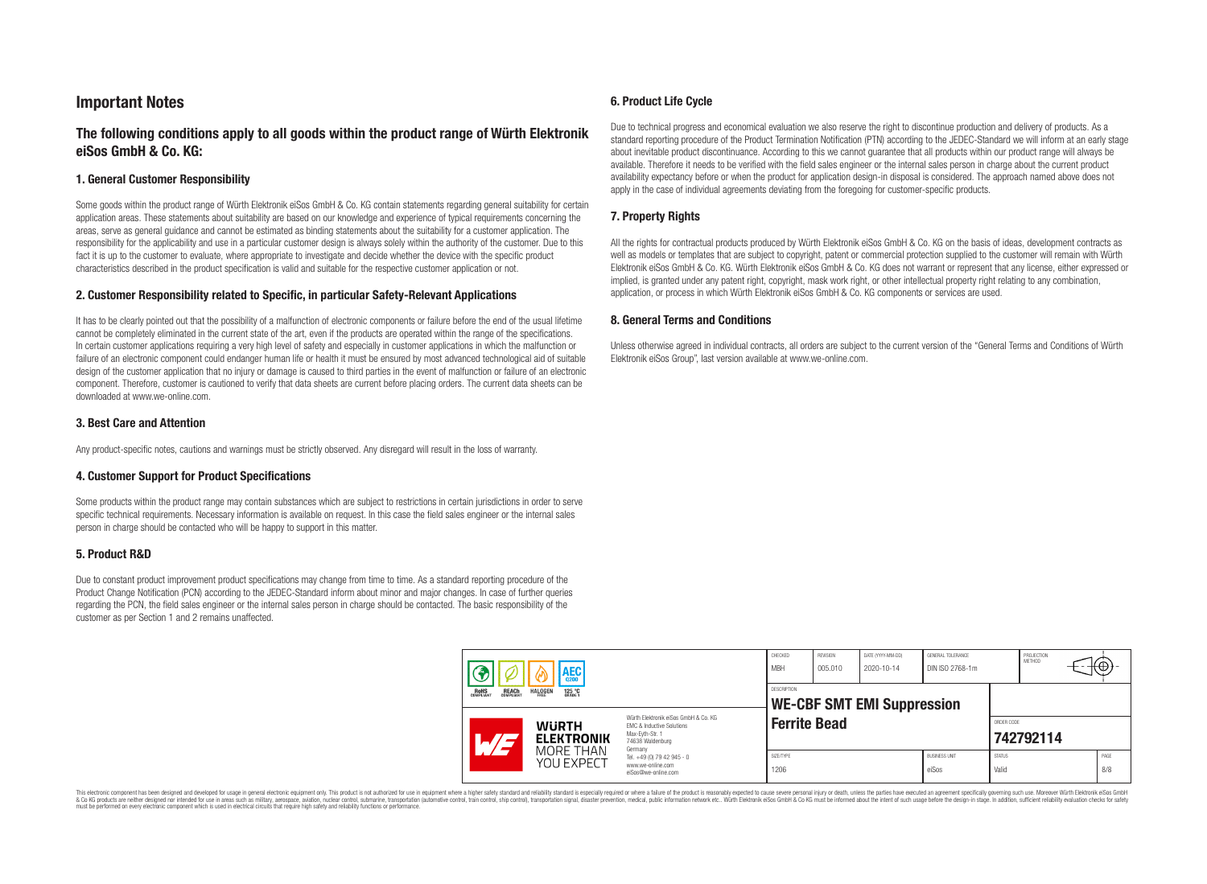# Important Notes

## The following conditions apply to all goods within the product range of Würth Elektronik eiSos GmbH & Co. KG:

### 1. General Customer Responsibility

Some goods within the product range of Würth Elektronik eiSos GmbH & Co. KG contain statements regarding general suitability for certain application areas. These statements about suitability are based on our knowledge and experience of typical requirements concerning the areas, serve as general guidance and cannot be estimated as binding statements about the suitability for a customer application. The responsibility for the applicability and use in a particular customer design is always solely within the authority of the customer. Due to this fact it is up to the customer to evaluate, where appropriate to investigate and decide whether the device with the specific product characteristics described in the product specification is valid and suitable for the respective customer application or not.

### 2. Customer Responsibility related to Specific, in particular Safety-Relevant Applications

It has to be clearly pointed out that the possibility of a malfunction of electronic components or failure before the end of the usual lifetime cannot be completely eliminated in the current state of the art, even if the products are operated within the range of the specifications. In certain customer applications requiring a very high level of safety and especially in customer applications in which the malfunction or failure of an electronic component could endanger human life or health it must be ensured by most advanced technological aid of suitable design of the customer application that no injury or damage is caused to third parties in the event of malfunction or failure of an electronic component. Therefore, customer is cautioned to verify that data sheets are current before placing orders. The current data sheets can be downloaded at www.we-online.com.

### 3. Best Care and Attention

Any product-specific notes, cautions and warnings must be strictly observed. Any disregard will result in the loss of warranty.

### 4. Customer Support for Product Specifications

Some products within the product range may contain substances which are subject to restrictions in certain jurisdictions in order to serve specific technical requirements. Necessary information is available on request. In this case the field sales engineer or the internal sales person in charge should be contacted who will be happy to support in this matter.

### 5. Product R&D

Due to constant product improvement product specifications may change from time to time. As a standard reporting procedure of the Product Change Notification (PCN) according to the JEDEC-Standard inform about minor and major changes. In case of further queries regarding the PCN, the field sales engineer or the internal sales person in charge should be contacted. The basic responsibility of the customer as per Section 1 and 2 remains unaffected.

### 6. Product Life Cycle

Due to technical progress and economical evaluation we also reserve the right to discontinue production and delivery of products. As a standard reporting procedure of the Product Termination Notification (PTN) according to the JEDEC-Standard we will inform at an early stage about inevitable product discontinuance. According to this we cannot guarantee that all products within our product range will always be available. Therefore it needs to be verified with the field sales engineer or the internal sales person in charge about the current product availability expectancy before or when the product for application design-in disposal is considered. The approach named above does not apply in the case of individual agreements deviating from the foregoing for customer-specific products.

### 7. Property Rights

All the rights for contractual products produced by Würth Elektronik eiSos GmbH & Co. KG on the basis of ideas, development contracts as well as models or templates that are subject to copyright, patent or commercial protection supplied to the customer will remain with Würth Elektronik eiSos GmbH & Co. KG. Würth Elektronik eiSos GmbH & Co. KG does not warrant or represent that any license, either expressed or implied, is granted under any patent right, copyright, mask work right, or other intellectual property right relating to any combination, application, or process in which Würth Elektronik eiSos GmbH & Co. KG components or services are used.

### 8. General Terms and Conditions

Unless otherwise agreed in individual contracts, all orders are subject to the current version of the "General Terms and Conditions of Würth Elektronik eiSos Group", last version available at www.we-online.com.

| | | | | | |
|---|---|---|---|---|---|
| CHECKED: MBH | REVISION: 005.010 | DATE (YYYY-MM-DD): 2020-10-14 | GENERAL TOLERANCE: DIN ISO 2768-1m | PROJECTION METHOD | |
| DESCRIPTION: **WE-CBF SMT EMI Suppression Ferrite Bead** | | | | ORDER CODE: **742792114** | |
| SIZE/TYPE: 1206 | | | BUSINESS UNIT: eiSos | STATUS: Valid | PAGE: 8/8 |

RoHS COMPLIANT · REACh COMPLIANT · HALOGEN FREE · AEC Q200 · 125 °C GRADE 1

WÜRTH ELEKTRONIK — MORE THAN YOU EXPECT

Würth Elektronik eiSos GmbH & Co. KG
EMC & Inductive Solutions
Max-Eyth-Str. 1
74638 Waldenburg
Germany
Tel. +49 (0) 79 42 945 - 0
www.we-online.com
eiSos@we-online.com

This electronic component has been designed and developed for usage in general electronic equipment only. This product is not authorized for use in equipment where a higher safety standard and reliability standard is especially required or where a failure of the product is reasonably expected to cause severe personal injury or death, unless the parties have executed an agreement specifically governing such use. Moreover Würth Elektronik eiSos GmbH & Co KG products are neither designed nor intended for use in areas such as military, aerospace, aviation, nuclear control, submarine, transportation (automotive control, train control, ship control), transportation signal, disaster prevention, medical, public information network etc.. Würth Elektronik eiSos GmbH & Co KG must be informed about the intent of such usage before the design-in stage. In addition, sufficient reliability evaluation checks for safety must be performed on every electronic component which is used in electrical circuits that require high safety and reliability functions or performance.